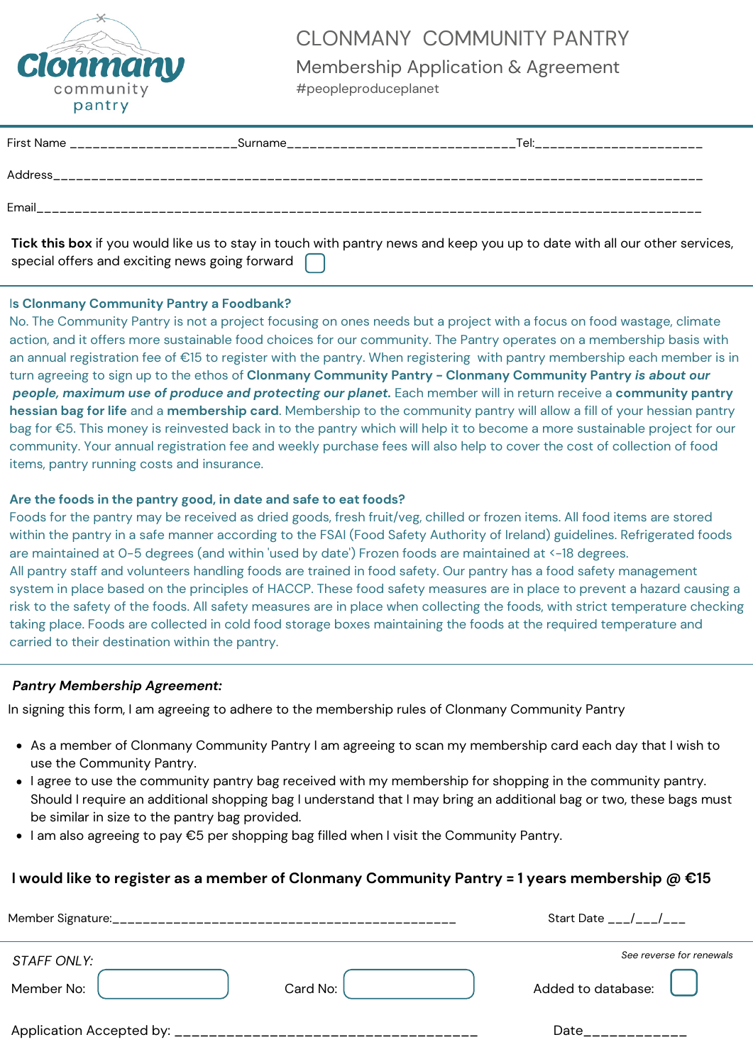# CLONMANY COMMUNITY PANTRY

## Membership Application & Agreement

#peopleproduceplanet

First Name ______________________Surname_____________________________Tel:_____________________

Address___________________________________________________________________________________

Email_____________________________________________________________________________________

**Tick this box** if you would like us to stay in touch with pantry news and keep you up to date with all our other services, special offers and exciting news going forward ☐

**Is Clonmany Community Pantry a Foodbank?**

No. The Community Pantry is not a project focusing on ones needs but a project with a focus on food wastage, climate action, and it offers more sustainable food choices for our community. The Pantry operates on a membership basis with an annual registration fee of €15 to register with the pantry. When registering with pantry membership each member is in turn agreeing to sign up to the ethos of **Clonmany Community Pantry - Clonmany Community Pantry *is about our people, maximum use of produce and protecting our planet.*** Each member will in return receive a **community pantry hessian bag for life** and a **membership card**. Membership to the community pantry will allow a fill of your hessian pantry bag for €5. This money is reinvested back in to the pantry which will help it to become a more sustainable project for our community. Your annual registration fee and weekly purchase fees will also help to cover the cost of collection of food items, pantry running costs and insurance.

**Are the foods in the pantry good, in date and safe to eat foods?**

Foods for the pantry may be received as dried goods, fresh fruit/veg, chilled or frozen items. All food items are stored within the pantry in a safe manner according to the FSAI (Food Safety Authority of Ireland) guidelines. Refrigerated foods are maintained at 0-5 degrees (and within 'used by date') Frozen foods are maintained at <-18 degrees.
All pantry staff and volunteers handling foods are trained in food safety. Our pantry has a food safety management system in place based on the principles of HACCP. These food safety measures are in place to prevent a hazard causing a risk to the safety of the foods. All safety measures are in place when collecting the foods, with strict temperature checking taking place. Foods are collected in cold food storage boxes maintaining the foods at the required temperature and carried to their destination within the pantry.

***Pantry Membership Agreement:***

In signing this form, I am agreeing to adhere to the membership rules of Clonmany Community Pantry

- As a member of Clonmany Community Pantry I am agreeing to scan my membership card each day that I wish to use the Community Pantry.
- I agree to use the community pantry bag received with my membership for shopping in the community pantry. Should I require an additional shopping bag I understand that I may bring an additional bag or two, these bags must be similar in size to the pantry bag provided.
- I am also agreeing to pay €5 per shopping bag filled when I visit the Community Pantry.

**I would like to register as a member of Clonmany Community Pantry = 1 years membership @ €15**

Member Signature:_____________________________________________ Start Date ___/___/___

*STAFF ONLY:*

*See reverse for renewals*

Member No: ☐ Card No: ☐ Added to database: ☐

Application Accepted by: ___________________________________ Date____________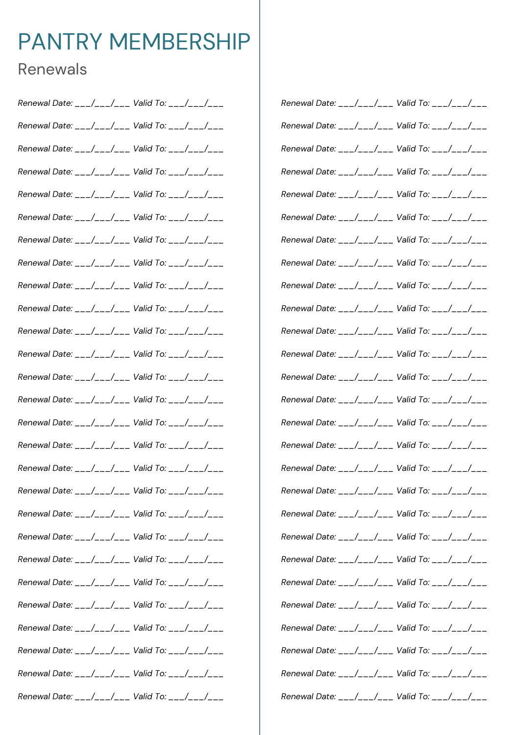# PANTRY MEMBERSHIP

## Renewals

*Renewal Date:* ___/___/___ *Valid To:* ___/___/___

*Renewal Date:* ___/___/___ *Valid To:* ___/___/___

*Renewal Date:* ___/___/___ *Valid To:* ___/___/___

*Renewal Date:* ___/___/___ *Valid To:* ___/___/___

*Renewal Date:* ___/___/___ *Valid To:* ___/___/___

*Renewal Date:* ___/___/___ *Valid To:* ___/___/___

*Renewal Date:* ___/___/___ *Valid To:* ___/___/___

*Renewal Date:* ___/___/___ *Valid To:* ___/___/___

*Renewal Date:* ___/___/___ *Valid To:* ___/___/___

*Renewal Date:* ___/___/___ *Valid To:* ___/___/___

*Renewal Date:* ___/___/___ *Valid To:* ___/___/___

*Renewal Date:* ___/___/___ *Valid To:* ___/___/___

*Renewal Date:* ___/___/___ *Valid To:* ___/___/___

*Renewal Date:* ___/___/___ *Valid To:* ___/___/___

*Renewal Date:* ___/___/___ *Valid To:* ___/___/___

*Renewal Date:* ___/___/___ *Valid To:* ___/___/___

*Renewal Date:* ___/___/___ *Valid To:* ___/___/___

*Renewal Date:* ___/___/___ *Valid To:* ___/___/___

*Renewal Date:* ___/___/___ *Valid To:* ___/___/___

*Renewal Date:* ___/___/___ *Valid To:* ___/___/___

*Renewal Date:* ___/___/___ *Valid To:* ___/___/___

*Renewal Date:* ___/___/___ *Valid To:* ___/___/___

*Renewal Date:* ___/___/___ *Valid To:* ___/___/___

*Renewal Date:* ___/___/___ *Valid To:* ___/___/___

*Renewal Date:* ___/___/___ *Valid To:* ___/___/___

*Renewal Date:* ___/___/___ *Valid To:* ___/___/___

*Renewal Date:* ___/___/___ *Valid To:* ___/___/___

*Renewal Date:* ___/___/___ *Valid To:* ___/___/___

*Renewal Date:* ___/___/___ *Valid To:* ___/___/___

*Renewal Date:* ___/___/___ *Valid To:* ___/___/___

*Renewal Date:* ___/___/___ *Valid To:* ___/___/___

*Renewal Date:* ___/___/___ *Valid To:* ___/___/___

*Renewal Date:* ___/___/___ *Valid To:* ___/___/___

*Renewal Date:* ___/___/___ *Valid To:* ___/___/___

*Renewal Date:* ___/___/___ *Valid To:* ___/___/___

*Renewal Date:* ___/___/___ *Valid To:* ___/___/___

*Renewal Date:* ___/___/___ *Valid To:* ___/___/___

*Renewal Date:* ___/___/___ *Valid To:* ___/___/___

*Renewal Date:* ___/___/___ *Valid To:* ___/___/___

*Renewal Date:* ___/___/___ *Valid To:* ___/___/___

*Renewal Date:* ___/___/___ *Valid To:* ___/___/___

*Renewal Date:* ___/___/___ *Valid To:* ___/___/___

*Renewal Date:* ___/___/___ *Valid To:* ___/___/___

*Renewal Date:* ___/___/___ *Valid To:* ___/___/___

*Renewal Date:* ___/___/___ *Valid To:* ___/___/___

*Renewal Date:* ___/___/___ *Valid To:* ___/___/___

*Renewal Date:* ___/___/___ *Valid To:* ___/___/___

*Renewal Date:* ___/___/___ *Valid To:* ___/___/___

*Renewal Date:* ___/___/___ *Valid To:* ___/___/___

*Renewal Date:* ___/___/___ *Valid To:* ___/___/___

*Renewal Date:* ___/___/___ *Valid To:* ___/___/___

*Renewal Date:* ___/___/___ *Valid To:* ___/___/___

*Renewal Date:* ___/___/___ *Valid To:* ___/___/___

*Renewal Date:* ___/___/___ *Valid To:* ___/___/___